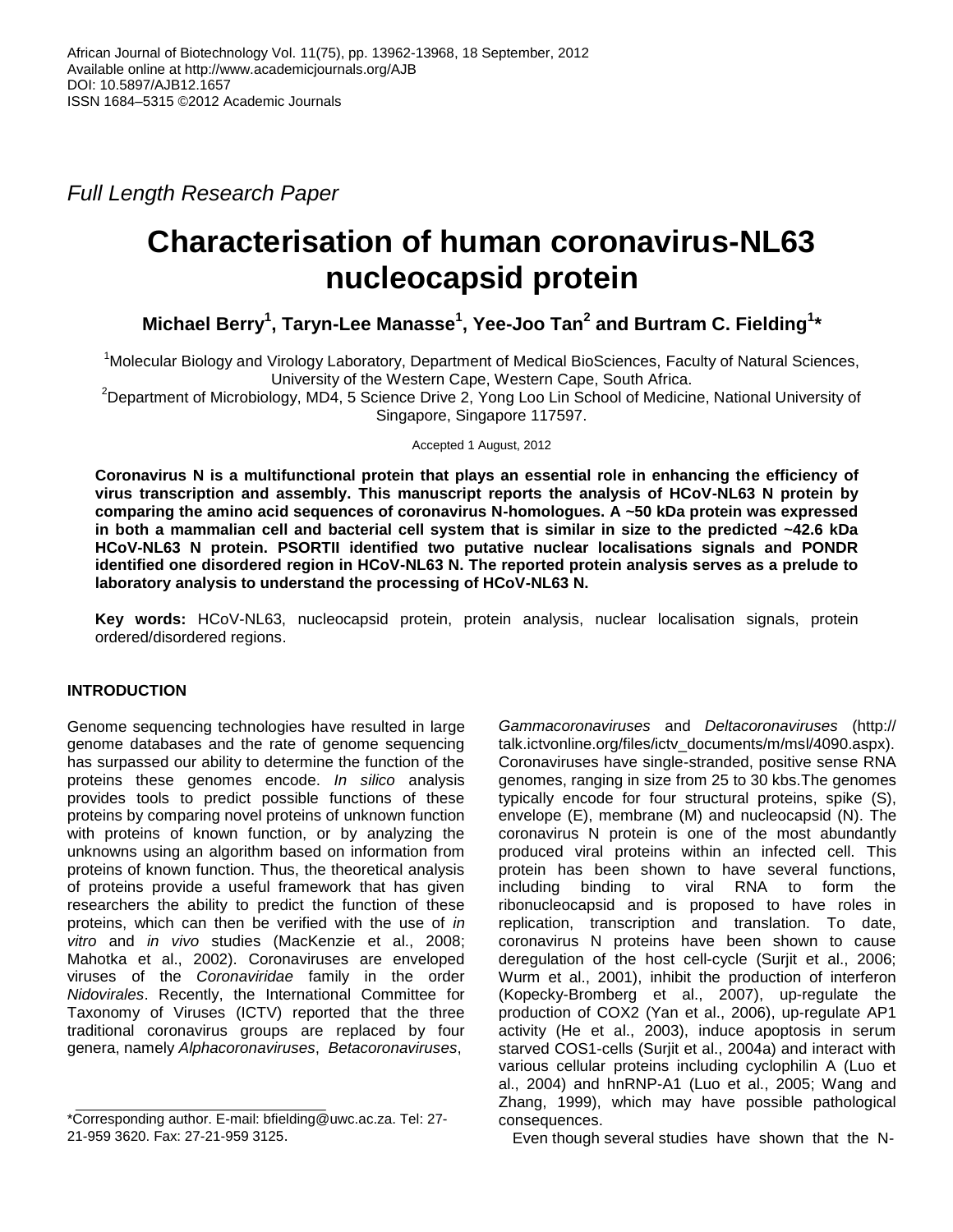Full Length Research Paper

# Characterisation of human coronavirus-NL63 nucleocapsid protein

**Michael Berry[1], Taryn-Lee Manasse[1], Yee-Joo Tan[2] and Burtram C. Fielding[1]***

[1]Molecular Biology and Virology Laboratory, Department of Medical BioSciences, Faculty of Natural Sciences, University of the Western Cape, Western Cape, South Africa.

[2]Department of Microbiology, MD4, 5 Science Drive 2, Yong Loo Lin School of Medicine, National University of Singapore, Singapore 117597.

Accepted 1 August, 2012

**Coronavirus N is a multifunctional protein that plays an essential role in enhancing the efficiency of virus transcription and assembly. This manuscript reports the analysis of HCoV-NL63 N protein by comparing the amino acid sequences of coronavirus N-homologues. A ~50 kDa protein was expressed in both a mammalian cell and bacterial cell system that is similar in size to the predicted ~42.6 kDa HCoV-NL63 N protein. PSORTII identified two putative nuclear localisations signals and PONDR identified one disordered region in HCoV-NL63 N. The reported protein analysis serves as a prelude to laboratory analysis to understand the processing of HCoV-NL63 N.**

**Key words:** HCoV-NL63, nucleocapsid protein, protein analysis, nuclear localisation signals, protein ordered/disordered regions.

## INTRODUCTION

Genome sequencing technologies have resulted in large genome databases and the rate of genome sequencing has surpassed our ability to determine the function of the proteins these genomes encode. *In silico* analysis provides tools to predict possible functions of these proteins by comparing novel proteins of unknown function with proteins of known function, or by analyzing the unknowns using an algorithm based on information from proteins of known function. Thus, the theoretical analysis of proteins provide a useful framework that has given researchers the ability to predict the function of these proteins, which can then be verified with the use of *in vitro* and *in vivo* studies (MacKenzie et al., 2008; Mahotka et al., 2002). Coronaviruses are enveloped viruses of the *Coronaviridae* family in the order *Nidovirales*. Recently, the International Committee for Taxonomy of Viruses (ICTV) reported that the three traditional coronavirus groups are replaced by four genera, namely *Alphacoronaviruses*, *Betacoronaviruses*, *Gammacoronaviruses* and *Deltacoronaviruses* (http://talk.ictvonline.org/files/ictv_documents/m/msl/4090.aspx). Coronaviruses have single-stranded, positive sense RNA genomes, ranging in size from 25 to 30 kbs.The genomes typically encode for four structural proteins, spike (S), envelope (E), membrane (M) and nucleocapsid (N). The coronavirus N protein is one of the most abundantly produced viral proteins within an infected cell. This protein has been shown to have several functions, including binding to viral RNA to form the ribonucleocapsid and is proposed to have roles in replication, transcription and translation. To date, coronavirus N proteins have been shown to cause deregulation of the host cell-cycle (Surjit et al., 2006; Wurm et al., 2001), inhibit the production of interferon (Kopecky-Bromberg et al., 2007), up-regulate the production of COX2 (Yan et al., 2006), up-regulate AP1 activity (He et al., 2003), induce apoptosis in serum starved COS1-cells (Surjit et al., 2004a) and interact with various cellular proteins including cyclophilin A (Luo et al., 2004) and hnRNP-A1 (Luo et al., 2005; Wang and Zhang, 1999), which may have possible pathological consequences.

Even though several studies have shown that the N-

*Corresponding author. E-mail: bfielding@uwc.ac.za. Tel: 27-21-959 3620. Fax: 27-21-959 3125.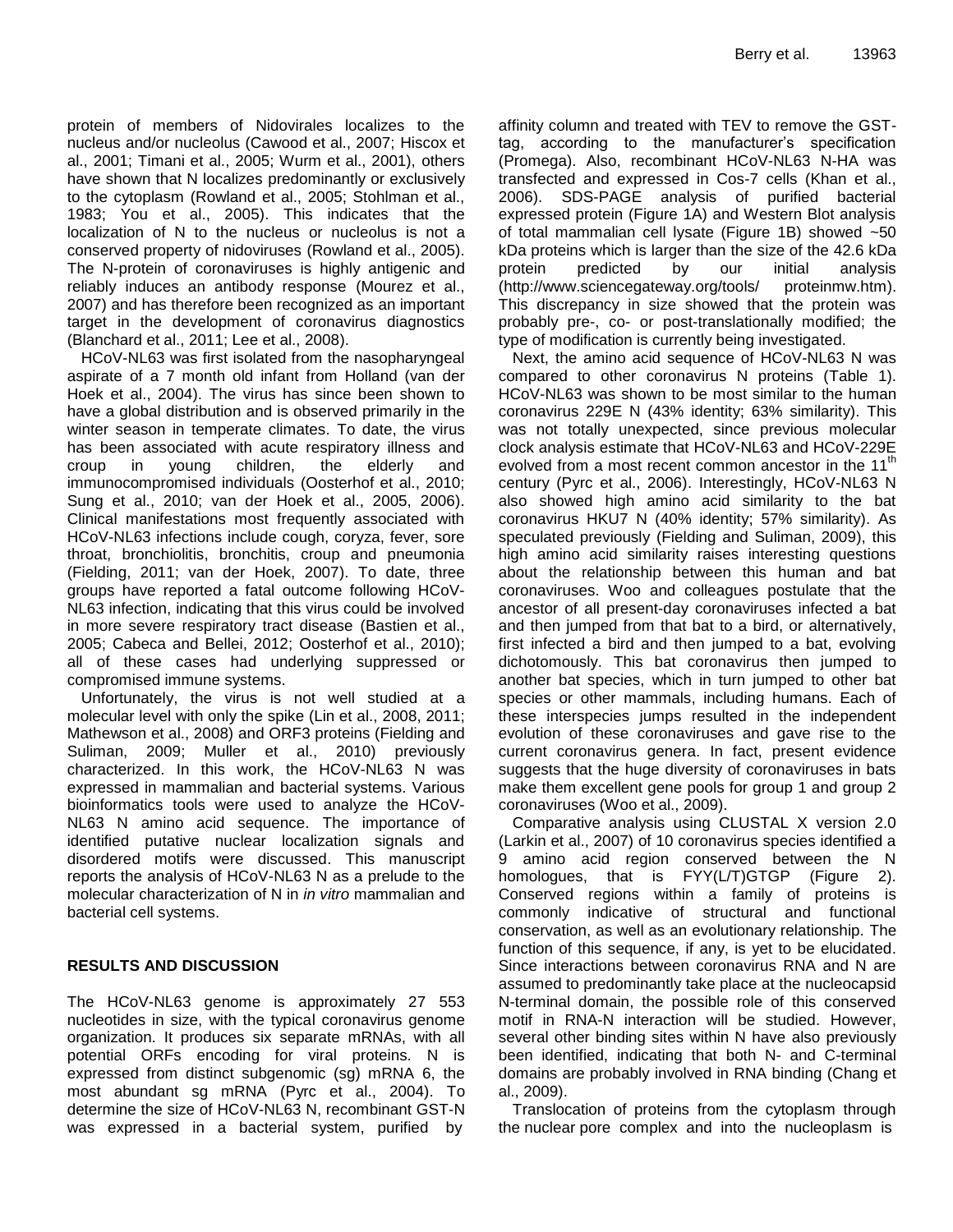protein of members of Nidovirales localizes to the nucleus and/or nucleolus (Cawood et al., 2007; Hiscox et al., 2001; Timani et al., 2005; Wurm et al., 2001), others have shown that N localizes predominantly or exclusively to the cytoplasm (Rowland et al., 2005; Stohlman et al., 1983; You et al., 2005). This indicates that the localization of N to the nucleus or nucleolus is not a conserved property of nidoviruses (Rowland et al., 2005). The N-protein of coronaviruses is highly antigenic and reliably induces an antibody response (Mourez et al., 2007) and has therefore been recognized as an important target in the development of coronavirus diagnostics (Blanchard et al., 2011; Lee et al., 2008).

HCoV-NL63 was first isolated from the nasopharyngeal aspirate of a 7 month old infant from Holland (van der Hoek et al., 2004). The virus has since been shown to have a global distribution and is observed primarily in the winter season in temperate climates. To date, the virus has been associated with acute respiratory illness and croup in young children, the elderly and immunocompromised individuals (Oosterhof et al., 2010; Sung et al., 2010; van der Hoek et al., 2005, 2006). Clinical manifestations most frequently associated with HCoV-NL63 infections include cough, coryza, fever, sore throat, bronchiolitis, bronchitis, croup and pneumonia (Fielding, 2011; van der Hoek, 2007). To date, three groups have reported a fatal outcome following HCoV-NL63 infection, indicating that this virus could be involved in more severe respiratory tract disease (Bastien et al., 2005; Cabeca and Bellei, 2012; Oosterhof et al., 2010); all of these cases had underlying suppressed or compromised immune systems.

Unfortunately, the virus is not well studied at a molecular level with only the spike (Lin et al., 2008, 2011; Mathewson et al., 2008) and ORF3 proteins (Fielding and Suliman, 2009; Muller et al., 2010) previously characterized. In this work, the HCoV-NL63 N was expressed in mammalian and bacterial systems. Various bioinformatics tools were used to analyze the HCoV-NL63 N amino acid sequence. The importance of identified putative nuclear localization signals and disordered motifs were discussed. This manuscript reports the analysis of HCoV-NL63 N as a prelude to the molecular characterization of N in *in vitro* mammalian and bacterial cell systems.

## RESULTS AND DISCUSSION

The HCoV-NL63 genome is approximately 27 553 nucleotides in size, with the typical coronavirus genome organization. It produces six separate mRNAs, with all potential ORFs encoding for viral proteins. N is expressed from distinct subgenomic (sg) mRNA 6, the most abundant sg mRNA (Pyrc et al., 2004). To determine the size of HCoV-NL63 N, recombinant GST-N was expressed in a bacterial system, purified by affinity column and treated with TEV to remove the GST-tag, according to the manufacturer's specification (Promega). Also, recombinant HCoV-NL63 N-HA was transfected and expressed in Cos-7 cells (Khan et al., 2006). SDS-PAGE analysis of purified bacterial expressed protein (Figure 1A) and Western Blot analysis of total mammalian cell lysate (Figure 1B) showed ~50 kDa proteins which is larger than the size of the 42.6 kDa protein predicted by our initial analysis (http://www.sciencegateway.org/tools/ proteinmw.htm). This discrepancy in size showed that the protein was probably pre-, co- or post-translationally modified; the type of modification is currently being investigated.

Next, the amino acid sequence of HCoV-NL63 N was compared to other coronavirus N proteins (Table 1). HCoV-NL63 was shown to be most similar to the human coronavirus 229E N (43% identity; 63% similarity). This was not totally unexpected, since previous molecular clock analysis estimate that HCoV-NL63 and HCoV-229E evolved from a most recent common ancestor in the 11$^{th}$ century (Pyrc et al., 2006). Interestingly, HCoV-NL63 N also showed high amino acid similarity to the bat coronavirus HKU7 N (40% identity; 57% similarity). As speculated previously (Fielding and Suliman, 2009), this high amino acid similarity raises interesting questions about the relationship between this human and bat coronaviruses. Woo and colleagues postulate that the ancestor of all present-day coronaviruses infected a bat and then jumped from that bat to a bird, or alternatively, first infected a bird and then jumped to a bat, evolving dichotomously. This bat coronavirus then jumped to another bat species, which in turn jumped to other bat species or other mammals, including humans. Each of these interspecies jumps resulted in the independent evolution of these coronaviruses and gave rise to the current coronavirus genera. In fact, present evidence suggests that the huge diversity of coronaviruses in bats make them excellent gene pools for group 1 and group 2 coronaviruses (Woo et al., 2009).

Comparative analysis using CLUSTAL X version 2.0 (Larkin et al., 2007) of 10 coronavirus species identified a 9 amino acid region conserved between the N homologues, that is FYY(L/T)GTGP (Figure 2). Conserved regions within a family of proteins is commonly indicative of structural and functional conservation, as well as an evolutionary relationship. The function of this sequence, if any, is yet to be elucidated. Since interactions between coronavirus RNA and N are assumed to predominantly take place at the nucleocapsid N-terminal domain, the possible role of this conserved motif in RNA-N interaction will be studied. However, several other binding sites within N have also previously been identified, indicating that both N- and C-terminal domains are probably involved in RNA binding (Chang et al., 2009).

Translocation of proteins from the cytoplasm through the nuclear pore complex and into the nucleoplasm is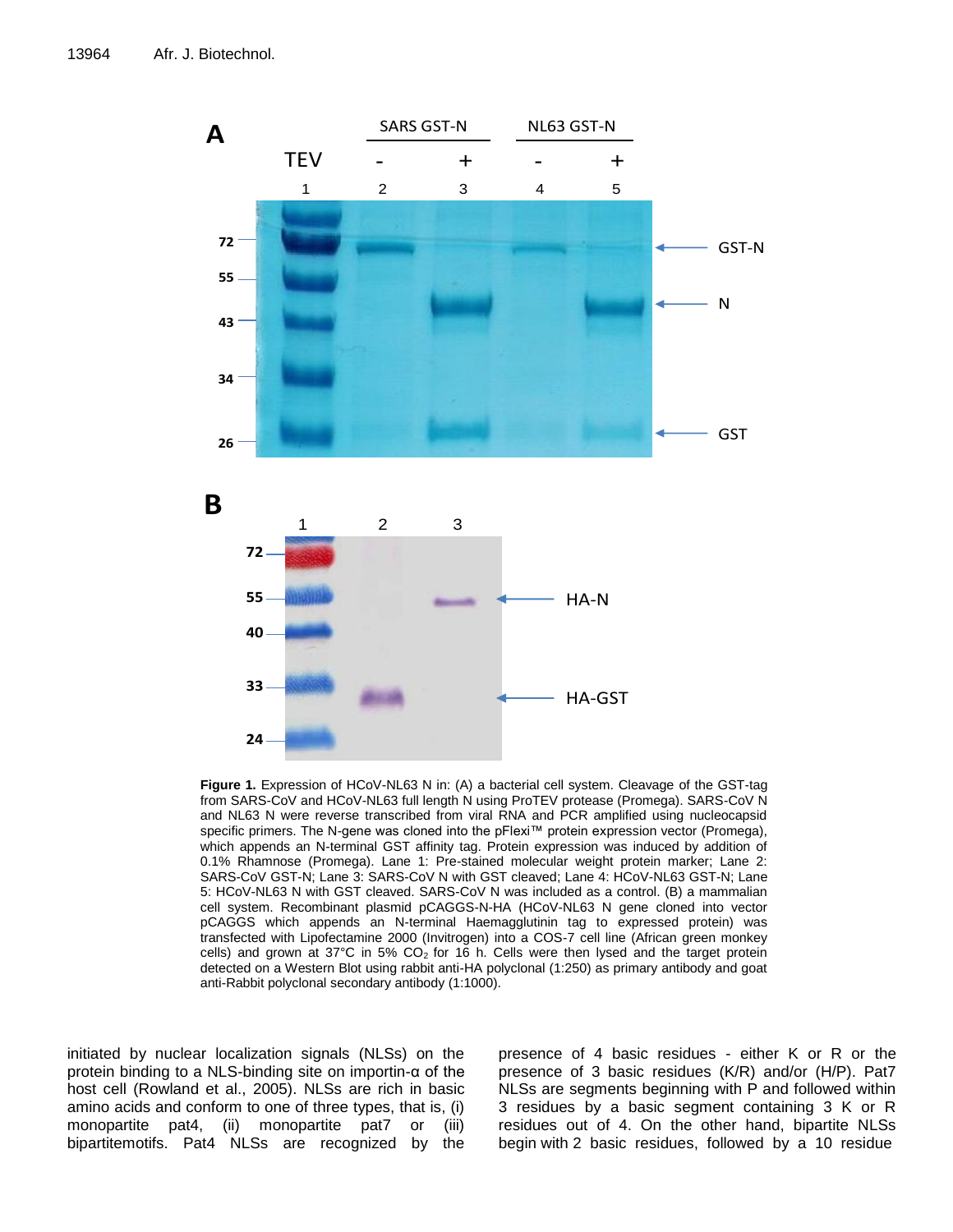**Figure 1.** Expression of HCoV-NL63 N in: (A) a bacterial cell system. Cleavage of the GST-tag from SARS-CoV and HCoV-NL63 full length N using ProTEV protease (Promega). SARS-CoV N and NL63 N were reverse transcribed from viral RNA and PCR amplified using nucleocapsid specific primers. The N-gene was cloned into the pFlexi™ protein expression vector (Promega), which appends an N-terminal GST affinity tag. Protein expression was induced by addition of 0.1% Rhamnose (Promega). Lane 1: Pre-stained molecular weight protein marker; Lane 2: SARS-CoV GST-N; Lane 3: SARS-CoV N with GST cleaved; Lane 4: HCoV-NL63 GST-N; Lane 5: HCoV-NL63 N with GST cleaved. SARS-CoV N was included as a control. (B) a mammalian cell system. Recombinant plasmid pCAGGS-N-HA (HCoV-NL63 N gene cloned into vector pCAGGS which appends an N-terminal Haemagglutinin tag to expressed protein) was transfected with Lipofectamine 2000 (Invitrogen) into a COS-7 cell line (African green monkey cells) and grown at 37°C in 5% $CO_2$ for 16 h. Cells were then lysed and the target protein detected on a Western Blot using rabbit anti-HA polyclonal (1:250) as primary antibody and goat anti-Rabbit polyclonal secondary antibody (1:1000).

initiated by nuclear localization signals (NLSs) on the protein binding to a NLS-binding site on importin-α of the host cell (Rowland et al., 2005). NLSs are rich in basic amino acids and conform to one of three types, that is, (i) monopartite pat4, (ii) monopartite pat7 or (iii) bipartitemotifs. Pat4 NLSs are recognized by the presence of 4 basic residues - either K or R or the presence of 3 basic residues (K/R) and/or (H/P). Pat7 NLSs are segments beginning with P and followed within 3 residues by a basic segment containing 3 K or R residues out of 4. On the other hand, bipartite NLSs begin with 2 basic residues, followed by a 10 residue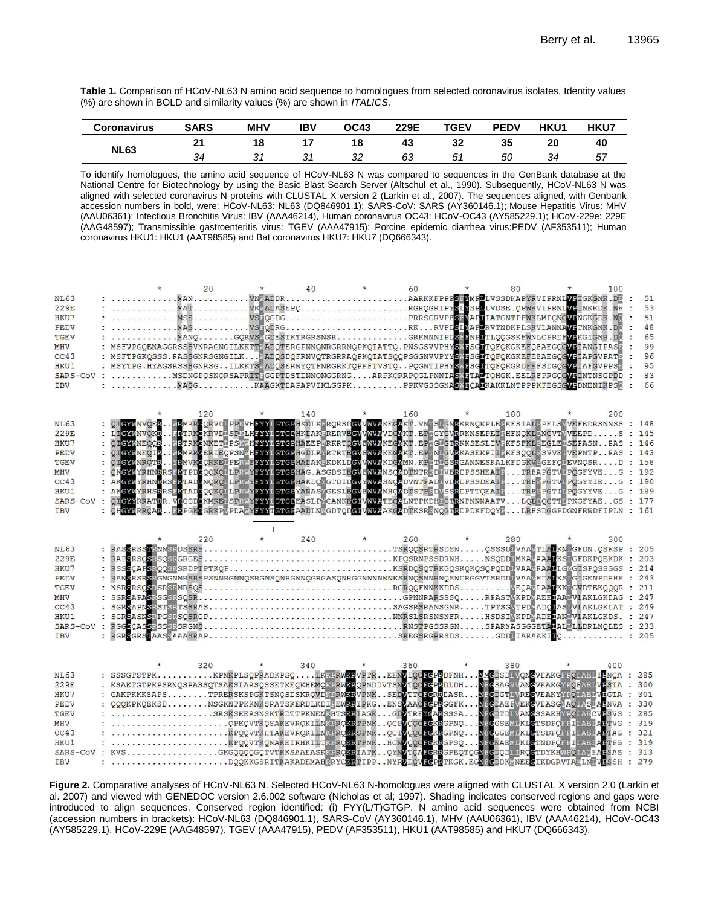**Table 1.** Comparison of HCoV-NL63 N amino acid sequence to homologues from selected coronavirus isolates. Identity values (%) are shown in BOLD and similarity values (%) are shown in *ITALICS*.

| Coronavirus | SARS | MHV | IBV | OC43 | 229E | TGEV | PEDV | HKU1 | HKU7 |
|---|---|---|---|---|---|---|---|---|---|
| **NL63** | **21** | **18** | **17** | **18** | **43** | **32** | **35** | **20** | **40** |
| | *34* | *31* | *31* | *32* | *63* | *51* | *50* | *34* | *57* |

To identify homologues, the amino acid sequence of HCoV-NL63 N was compared to sequences in the GenBank database at the National Centre for Biotechnology by using the Basic Blast Search Server (Altschul et al., 1990). Subsequently, HCoV-NL63 N was aligned with selected coronavirus N proteins with CLUSTAL X version 2 (Larkin et al., 2007). The sequences aligned, with Genbank accession numbers in bold, were: HCoV-NL63: NL63 (DQ846901.1); SARS-CoV: SARS (AY360146.1); Mouse Hepatitis Virus: MHV (AAU06361); Infectious Bronchitis Virus: IBV (AAA46214), Human coronavirus OC43: HCoV-OC43 (AY585229.1); HCoV-229e: 229E (AAG48597); Transmissible gastroenteritis virus: TGEV (AAA47915); Porcine epidemic diarrhea virus:PEDV (AF353511); Human coronavirus HKU1: HKU1 (AAT98585) and Bat coronavirus HKU7: HKU7 (DQ666343).

```
                    *        20         *        40         *        60         *        80         *       100
NL63     : .............MAN..........VNTADDR........................AARKKFPPPSFYMPLLVSSDKAPYRVIPRNLVPIGKGNK.DE :  51
229E     : .............MAT..........VKWADASEPQ.....................RGRQGRIPYSLYSPLLVDSE.QPWKVIPRNLVPINKKDK.NK :  53
HKU7     : .............MSS..........VSTQGDG........................PRRSGRVPFSFYAPLIATGNTPFWKLMPQNGVPNGKGDK.NQ :  51
PEDV     : .............MAS..........VSFQDRG........................RK...RVPLSLYAPLRVTNDKPLSKVLANNAVPTNKGNK.DQ :  48
TGEV     : .............MANQ.......GQRVSWGDESTKTRGRSNSR..............GRKNNNIPLSFFNPITLQQGSKFWNLCPRDFVPKGIGNR.DQ :  65
MHV      : MSFVPGQENAGGRSSSVNRAGNGILKKTTWADQTERGPNNQNRGRRNQPKQTATTQ.PNSGSVVPHYSWFSGITQFQKGKEFQFAEGQGVPIANGIPAS :  99
OC43     : MSFTPGKQSSS.RASSGNRSGNGILK....WADQSDQFRNVQTRGRRAQPKQTATSQQPSGGNVVPYYSWFSGITQFQKGKEFEFAEGQGVPIAPGVPAT :  96
HKU1     : MSYTPG.HYAGSRSSSGNRSG..ILKKTSWADQSERNYQTFNRGRKTQPKFTVSTQ..PQGNTIPHYSWFSGITQFQKGRDFKFSDGQGVPIAFGVPPS :  95
SARS-CoV : ...........MSDNGPQSNQRSAPRITFGGPTDSTDNNQNGGRNG....ARPKQRRPQGLPNNTASWFTALTQHGK.EELRFPRGQGVPINTNSGPDD :  83
IBV      : .............MASG..........KAAGKTDAPAPVIKLGGPK..........PPKVGSSGNASWFQAIKAKKLNTPPPKFEGSGVPDNENIKPSQ :  66

                    *       120         *       140         *       160         *       180         *       200
NL63     : QIGYWNVQER..WRMRRGQRVDLPPKVHFYYLGTGPHKDLKFRQRSDGVVWVAKEGAKT.VNTSLGNRKRNQKPLEPKFSIALPPELSVVEFEDRSNNSS : 148
229E     : LIGYWNVQKR..FRTRKGKRVDLSPKLHFYYLGTGPHKDAKFRERVEGVVWVAVDGAKT.EPTGYGVRRKNSEPEIPHFNQKLPNGVTVVEEPD.....S : 145
HKU7     : QIGYWNEQQR..WRTRKGNKETLPSKWHFYYLGTGPHAEEPFRKRTQGVVWVAKEGAKT.EPTGLGTRKKSESLIVPKFSFKLPEGLEISEFASN..EAS : 146
PEDV     : QIGYWNEQIR..WRMRRGERIEQPSNWHFYYLGTGPHGDLRYRTRTEGVFWVAKEGAKT.EPTNLGVRKASEKPIIPKFSQQLPSVVEIVEPNTP..EAS : 143
TGEV     : QIGYWNRQTR..YRMVKGQRKELPERWFFYYLGTGPHADAKFKDKLDGVVWVAKDGAMN.KPTTLGSRGANNESKALKFDGKVPGEFQLEVNQSR....D : 158
MHV      : QKGYWYRHNRRSFKTPDGQQKQLLPRWYFYYLGTGPHAG.ASGDSIEGVFWVANSQADTNTRSDIVERDPSSHEAIP...TRFAPGTVLPQGFYVE...G : 192
OC43     : AKGYWYRHNRRSFKTADGNQRQLLPRWYFYYLGTGPHAKDQYGTDIDGVYWVASNQADVNTPADIVDRDPSSDEAIP...TRFPPGTVLPQGYYIE...G : 190
HKU1     : AKGYWYRHSRRSFKTADGQQKQLLPRWYFYYLGTGPYANASYGESLEGVFWVANHQADTSTPSDVSSRDPTTQEAIP...TRFPPGTILPQGYYVE...G : 189
SARS-CoV : QIGYYRRATRR.VRGGDGKMKELSPRWYFYYLGTGPEASLPYGANKEGIVWVATEGALNTPKDHIGTRNPNNNAATV...LQLPQGTTLPKGFYAE..GS : 177
IBV      : QHGYWRRQAR..FKPGKGGRKPVPDAWYFYYTGTGPAADLNWGDTQDGIVWVAAKGADTKSRSNQGTRDPDKFDQYP...LRFSDGGPDGNFRWDFIPLN : 161
                                                 i

                    *       220         *       240         *       260         *       280         *       300
NL63     : RASSRSSTRNNSRDSSRS.....................................TSRQGSRTRSDSN.....QSSSDLVAAVTLALKNLGFDN.QSKSP : 205
229E     : RAPSRSQSRSQSRGRGES.....................................KPQSRNPSSDRNH.....NSQDDIMKAVAAALKSLGFDKPQEKDK : 203
HKU7     : RSSSQAPSRQQSKSRDPTPTKQP.................................KSRDQSQTRKGQSKQKQSQPQDDIVAAVRAALGMGISPQSSGGS : 214
PEDV     : RANSRSRSRGNGNNRSRSPSNNRGNNQSRGNSQNRGNNQGRGASQNRGGNNNNNNKSRNQSNNRNQSNDRGGVTSRDDLVAAVKDALKSLGIGENPDRHK : 243
TGEV     : NSRSRSQSRSRSRNRSQS....................................RGRQQFNNKKDDS..........VEQAVLAALKKLGVDTEKQQQR : 211
MHV      : SGRSAPASRSGSRSQSR.....................................GPNNRARSSSQ.....RRASTVKPDMAEEIAALVLAKLGKDAG : 247
OC43     : SGRSAPNSRSTSRTSSRAS...................................SAGSRSRANSGNR.....TPTSGVTPDMADQIASLVLAKLGKDAT : 249
HKU1     : SGRSASNSRPGSRSQSRGP...................................NNRSLSRSNSNFR.....HSDSIVKPDMADEIANLVLAKLGKDS. : 247
SARS-CoV : RGGSQASSRSSSRSRGNS....................................RNSTPGSSRGN.....SPARMASGGGETALALLLLDRLNQLES : 233
IBV      : RGRSGRSTAASSAAASRAP...................................SREGSRGRRSDS.......GDDLIARAAKIIQ........... : 205

                    *       320         *       340         *       360         *       380         *       400
NL63     : SSSGTSTPK..........KPNKPLSQPRADKPSQ....LKKPRWKRVPTR..EENVIQCFGPRDFNH...NMGDSDLVQNGVDAKGFPQLAELIPNQA : 285
229E     : KSAKTGTPKPSRNQSPASSQTSAKSLARSQSSETKEQKHEMQKPRWKRQPNDDVTSNVTQCFGPRDLDH...NFGSAGVVANGVKAKGYPQFAELVPSTA : 300
HKU7     : GAKPKKKSAPS.......TPRERSKSPGKTSNQSDSKRQVDPEWKRVPNK..SEDVTTCFGPRDLASR...NFGDGTLVRHGVEAKYYPQIAEIVPGTA : 301
PEDV     : QQQKPKQEKSD........NSGKNTPKKNKSRATSKERDLKDIPEWRRIPKG..ENSVAACFGPRGGFK...NFGDAEFVEKGVDASGYAQIASLAPNVA : 330
TGEV     : ..................SRSKSKERSNSKTRDTTPKNENKHTSKRTAGK...GDVTRFYGARSSSA...NFGDTDLVANGSSAKHYPQLAECVPSVS : 285
MHV      : ......................QPKQVTKQSAKEVRQKILNKPRQKRTPNK..QCPVQQCFGKRGPNQ...NFGGSEMLKLGTSDPQFPILAELAPTVG : 319
OC43     : ......................KPQQVTKHTAKEVRQKILNKPRQKRSPNK..QCTVQQCFGKRGPNQ...NFGGGEMLKLGTSDPQFPILAELAPTAG : 321
HKU1     : ......................KPQQVTKQNAKEIRHKILTKPRQKRTPNK..HCNVQQCFGKRGPSQ...NFGNAEMLKLGTNDPQFPILAELAPTPG : 319
SARS-CoV : KVS..................GKGQQQQGQTVTKKSAAEASKKPRQKRTATK..QYNVTQAFGRRGPEQTQGNFGDQDLIRQGTDYKHWPQIAQFAPSAS : 313
IBV      : ......................DQQKKGSRITKAKADEMAHRRYCKRTIPP..NYRVDQVFGPRTKGK.EGNFGDDKMNEEGIKDGRVTAMLNLVPSSH : 279
```

**Figure 2.** Comparative analyses of HCoV-NL63 N. Selected HCoV-NL63 N-homologues were aligned with CLUSTAL X version 2.0 (Larkin et al. 2007) and viewed with GENEDOC version 2.6.002 software (Nicholas et al; 1997). Shading indicates conserved regions and gaps were introduced to align sequences. Conserved region identified: (i) FYY(L/T)GTGP. N amino acid sequences were obtained from NCBI (accession numbers in brackets): HCoV-NL63 (DQ846901.1), SARS-CoV (AY360146.1), MHV (AAU06361), IBV (AAA46214), HCoV-OC43 (AY585229.1), HCoV-229E (AAG48597), TGEV (AAA47915), PEDV (AF353511), HKU1 (AAT98585) and HKU7 (DQ666343).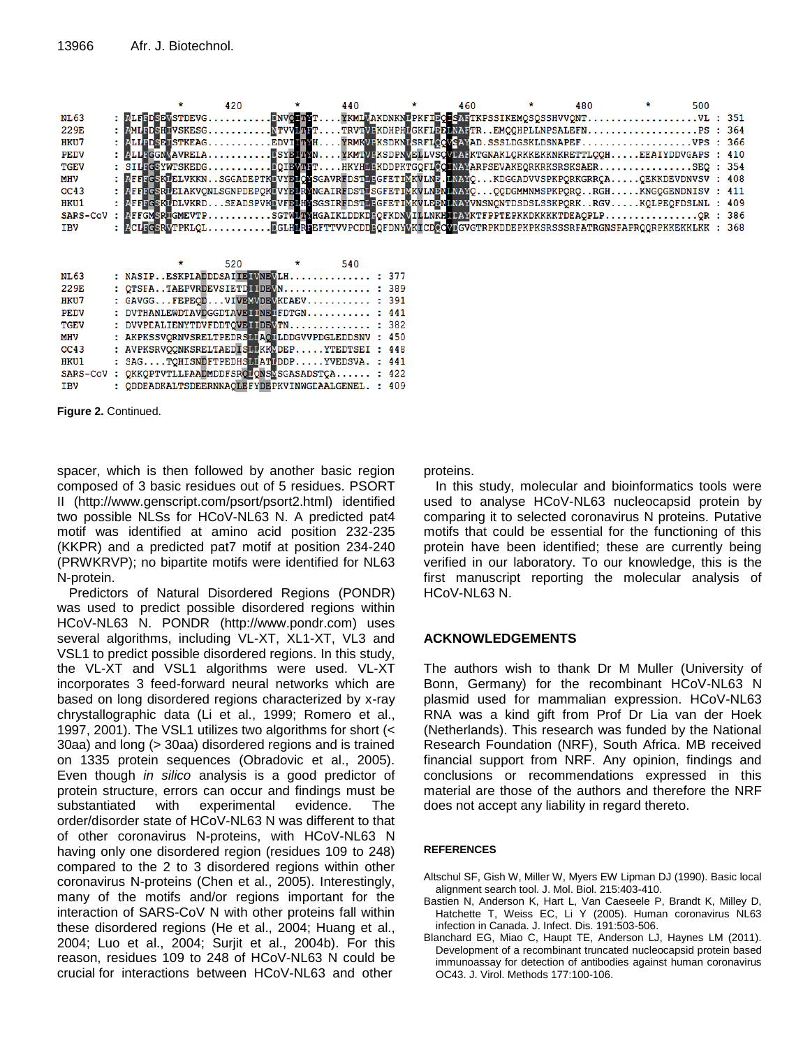```
                  *       420        *       440         *        460        *        480        *        500
NL63     : PLPFDSEVSTDEVG..........ENVQIAYT....YKMLVAKDNKNPPKFIEQESAFTKPSSIKEMQSQSSHVVQNT..................VL : 351
229E     : PMLFDSHIVSKESG..........NTVVLTFT....TRVTVPKDHPHLGKFLEELNAFTR..EMQQHPLLNPSALEFN..................PS : 364
HKU7     : PLLFDSPISTKEAG..........EDVIATYH....YRMKVPKSDKNISRFIQQVSAYAD.SSSLDGSKLDSNAPEF..................VPS : 366
PEDV     : PLLPGGNVAVRELA..........PSYEITYN....YKMTVPKSDPNVELLVSQVDAFKTGNAKLQRKKEKKNKRETTLQQH.....EEAIYDDVGAPS : 410
TGEV     : SILFGSYWTSKEDG..........DQIEVTFT....HKYHLPKDDPKTGQFLQQINAYARPSEVAKEQRKRKSRSKSAER................SEQ : 354
MHV      : PFFFGSKIELVKKN..SGGADEPTKDVYELQYSGAVRFDSTLPGFETIMKVLNE.LNAYQ...KDGGADVVSPKPQRKGRRQA.....QEKKDEVDNVSV : 408
OC43     : PFFFGSRIEIAKVQNLSGNPDEPQKDVYELRYNGAIRFDSTLSGFETIMKVLNENLNAYQ...QQDGMMNMSPKPQRQ..RGH.....KNGQGENDNISV : 411
HKU1     : PFFFGSKIDLVKRD...SEADSPVKDVFELHYSGSIRFDSTLPGFETIMKVLEENLNAYVNSNQNTDSDSLSSKPQRK..RGV.....KQLPEQFDSLNL : 409
SARS-CoV : PFFGMSRIGMEVTP...........SGTWLTYHGAIKLDDKDPQFKDNVILLNKHIDAYKTFPPTEPKKDKKKKTDEAQPLP................QR : 386
IBV      : PCLPGSRVTPKLQL..........PGLHLRFEFTTVVPCDDPQFDNYVKICDQCVDGVGTRPKDDEPKPKSRSSSRPATRGNSPAPRQQRPKKEKKLKK : 368

                  *       520        *       540
NL63     : NASIP..ESKPLADDDSAIIEIVNEVLH............. : 377
229E     : QTSPA..TAEPVRDEVSIETDIIDEVN.............. : 389
HKU7     : GAVGG...FEPEQD...VIVEMVDEVKIAEV.......... : 391
PEDV     : DVTHANLEWDTAVDGGDTAVEIINEIFDTGN.......... : 441
TGEV     : DVVPDALIENYTDVFDDTQVEIIDEVTN............. : 382
MHV      : AKPKSSVQRNVSRELTPEDRSLLAQILDDGVVPDGLEDDSNV : 450
OC43     : AVPKSRVQQNKSRELTAEDISLLKKMDEP.....YTEDTSEI : 448
HKU1     : SAG....TQHISNDFTPEDHSLLATLDDP.....YVEDSVA. : 441
SARS-CoV : QKKQPTVTLLPAADMDDFSRQLQNSMSGASADSTQA...... : 422
IBV      : QDDEADKALTSDEERNNAQLEFYDEPKVINWGDAALGENEL. : 409
```

**Figure 2.** Continued.

spacer, which is then followed by another basic region composed of 3 basic residues out of 5 residues. PSORT II (http://www.genscript.com/psort/psort2.html) identified two possible NLSs for HCoV-NL63 N. A predicted pat4 motif was identified at amino acid position 232-235 (KKPR) and a predicted pat7 motif at position 234-240 (PRWKRVP); no bipartite motifs were identified for NL63 N-protein.

Predictors of Natural Disordered Regions (PONDR) was used to predict possible disordered regions within HCoV-NL63 N. PONDR (http://www.pondr.com) uses several algorithms, including VL-XT, XL1-XT, VL3 and VSL1 to predict possible disordered regions. In this study, the VL-XT and VSL1 algorithms were used. VL-XT incorporates 3 feed-forward neural networks which are based on long disordered regions characterized by x-ray chrystallographic data (Li et al., 1999; Romero et al., 1997, 2001). The VSL1 utilizes two algorithms for short (< 30aa) and long (> 30aa) disordered regions and is trained on 1335 protein sequences (Obradovic et al., 2005). Even though *in silico* analysis is a good predictor of protein structure, errors can occur and findings must be substantiated with experimental evidence. The order/disorder state of HCoV-NL63 N was different to that of other coronavirus N-proteins, with HCoV-NL63 N having only one disordered region (residues 109 to 248) compared to the 2 to 3 disordered regions within other coronavirus N-proteins (Chen et al., 2005). Interestingly, many of the motifs and/or regions important for the interaction of SARS-CoV N with other proteins fall within these disordered regions (He et al., 2004; Huang et al., 2004; Luo et al., 2004; Surjit et al., 2004b). For this reason, residues 109 to 248 of HCoV-NL63 N could be crucial for interactions between HCoV-NL63 and other proteins.

In this study, molecular and bioinformatics tools were used to analyse HCoV-NL63 nucleocapsid protein by comparing it to selected coronavirus N proteins. Putative motifs that could be essential for the functioning of this protein have been identified; these are currently being verified in our laboratory. To our knowledge, this is the first manuscript reporting the molecular analysis of HCoV-NL63 N.

## ACKNOWLEDGEMENTS

The authors wish to thank Dr M Muller (University of Bonn, Germany) for the recombinant HCoV-NL63 N plasmid used for mammalian expression. HCoV-NL63 RNA was a kind gift from Prof Dr Lia van der Hoek (Netherlands). This research was funded by the National Research Foundation (NRF), South Africa. MB received financial support from NRF. Any opinion, findings and conclusions or recommendations expressed in this material are those of the authors and therefore the NRF does not accept any liability in regard thereto.

## REFERENCES

Altschul SF, Gish W, Miller W, Myers EW Lipman DJ (1990). Basic local alignment search tool. J. Mol. Biol. 215:403-410.

Bastien N, Anderson K, Hart L, Van Caeseele P, Brandt K, Milley D, Hatchette T, Weiss EC, Li Y (2005). Human coronavirus NL63 infection in Canada. J. Infect. Dis. 191:503-506.

Blanchard EG, Miao C, Haupt TE, Anderson LJ, Haynes LM (2011). Development of a recombinant truncated nucleocapsid protein based immunoassay for detection of antibodies against human coronavirus OC43. J. Virol. Methods 177:100-106.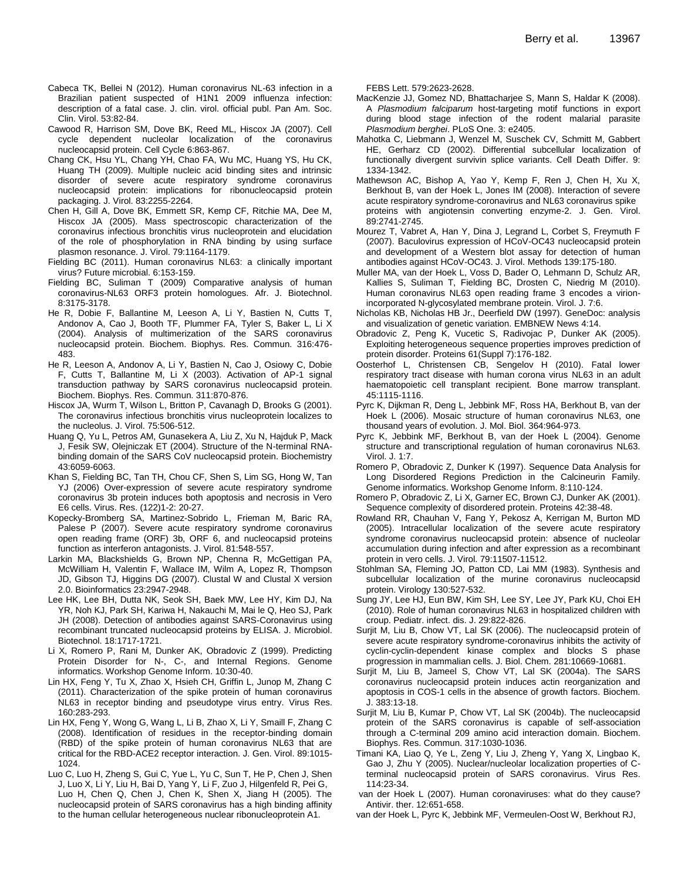Cabeca TK, Bellei N (2012). Human coronavirus NL-63 infection in a Brazilian patient suspected of H1N1 2009 influenza infection: description of a fatal case. J. clin. virol. official publ. Pan Am. Soc. Clin. Virol. 53:82-84.

Cawood R, Harrison SM, Dove BK, Reed ML, Hiscox JA (2007). Cell cycle dependent nucleolar localization of the coronavirus nucleocapsid protein. Cell Cycle 6:863-867.

Chang CK, Hsu YL, Chang YH, Chao FA, Wu MC, Huang YS, Hu CK, Huang TH (2009). Multiple nucleic acid binding sites and intrinsic disorder of severe acute respiratory syndrome coronavirus nucleocapsid protein: implications for ribonucleocapsid protein packaging. J. Virol. 83:2255-2264.

Chen H, Gill A, Dove BK, Emmett SR, Kemp CF, Ritchie MA, Dee M, Hiscox JA (2005). Mass spectroscopic characterization of the coronavirus infectious bronchitis virus nucleoprotein and elucidation of the role of phosphorylation in RNA binding by using surface plasmon resonance. J. Virol. 79:1164-1179.

Fielding BC (2011). Human coronavirus NL63: a clinically important virus? Future microbial. 6:153-159.

Fielding BC, Suliman T (2009) Comparative analysis of human coronavirus-NL63 ORF3 protein homologues. Afr. J. Biotechnol. 8:3175-3178.

He R, Dobie F, Ballantine M, Leeson A, Li Y, Bastien N, Cutts T, Andonov A, Cao J, Booth TF, Plummer FA, Tyler S, Baker L, Li X (2004). Analysis of multimerization of the SARS coronavirus nucleocapsid protein. Biochem. Biophys. Res. Commun. 316:476-483.

He R, Leeson A, Andonov A, Li Y, Bastien N, Cao J, Osiowy C, Dobie F, Cutts T, Ballantine M, Li X (2003). Activation of AP-1 signal transduction pathway by SARS coronavirus nucleocapsid protein. Biochem. Biophys. Res. Commun. 311:870-876.

Hiscox JA, Wurm T, Wilson L, Britton P, Cavanagh D, Brooks G (2001). The coronavirus infectious bronchitis virus nucleoprotein localizes to the nucleolus. J. Virol. 75:506-512.

Huang Q, Yu L, Petros AM, Gunasekera A, Liu Z, Xu N, Hajduk P, Mack J, Fesik SW, Olejniczak ET (2004). Structure of the N-terminal RNA-binding domain of the SARS CoV nucleocapsid protein. Biochemistry 43:6059-6063.

Khan S, Fielding BC, Tan TH, Chou CF, Shen S, Lim SG, Hong W, Tan YJ (2006) Over-expression of severe acute respiratory syndrome coronavirus 3b protein induces both apoptosis and necrosis in Vero E6 cells. Virus. Res. (122)1-2: 20-27.

Kopecky-Bromberg SA, Martinez-Sobrido L, Frieman M, Baric RA, Palese P (2007). Severe acute respiratory syndrome coronavirus open reading frame (ORF) 3b, ORF 6, and nucleocapsid proteins function as interferon antagonists. J. Virol. 81:548-557.

Larkin MA, Blackshields G, Brown NP, Chenna R, McGettigan PA, McWilliam H, Valentin F, Wallace IM, Wilm A, Lopez R, Thompson JD, Gibson TJ, Higgins DG (2007). Clustal W and Clustal X version 2.0. Bioinformatics 23:2947-2948.

Lee HK, Lee BH, Dutta NK, Seok SH, Baek MW, Lee HY, Kim DJ, Na YR, Noh KJ, Park SH, Kariwa H, Nakauchi M, Mai le Q, Heo SJ, Park JH (2008). Detection of antibodies against SARS-Coronavirus using recombinant truncated nucleocapsid proteins by ELISA. J. Microbiol. Biotechnol. 18:1717-1721.

Li X, Romero P, Rani M, Dunker AK, Obradovic Z (1999). Predicting Protein Disorder for N-, C-, and Internal Regions. Genome informatics. Workshop Genome Inform. 10:30-40.

Lin HX, Feng Y, Tu X, Zhao X, Hsieh CH, Griffin L, Junop M, Zhang C (2011). Characterization of the spike protein of human coronavirus NL63 in receptor binding and pseudotype virus entry. Virus Res. 160:283-293.

Lin HX, Feng Y, Wong G, Wang L, Li B, Zhao X, Li Y, Smaill F, Zhang C (2008). Identification of residues in the receptor-binding domain (RBD) of the spike protein of human coronavirus NL63 that are critical for the RBD-ACE2 receptor interaction. J. Gen. Virol. 89:1015-1024.

Luo C, Luo H, Zheng S, Gui C, Yue L, Yu C, Sun T, He P, Chen J, Shen J, Luo X, Li Y, Liu H, Bai D, Yang Y, Li F, Zuo J, Hilgenfeld R, Pei G, Luo H, Chen Q, Chen J, Chen K, Shen X, Jiang H (2005). The nucleocapsid protein of SARS coronavirus has a high binding affinity to the human cellular heterogeneous nuclear ribonucleoprotein A1. FEBS Lett. 579:2623-2628.

MacKenzie JJ, Gomez ND, Bhattacharjee S, Mann S, Haldar K (2008). A *Plasmodium falciparum* host-targeting motif functions in export during blood stage infection of the rodent malarial parasite *Plasmodium berghei*. PLoS One. 3: e2405.

Mahotka C, Liebmann J, Wenzel M, Suschek CV, Schmitt M, Gabbert HE, Gerharz CD (2002). Differential subcellular localization of functionally divergent survivin splice variants. Cell Death Differ. 9: 1334-1342.

Mathewson AC, Bishop A, Yao Y, Kemp F, Ren J, Chen H, Xu X, Berkhout B, van der Hoek L, Jones IM (2008). Interaction of severe acute respiratory syndrome-coronavirus and NL63 coronavirus spike proteins with angiotensin converting enzyme-2. J. Gen. Virol. 89:2741-2745.

Mourez T, Vabret A, Han Y, Dina J, Legrand L, Corbet S, Freymuth F (2007). Baculovirus expression of HCoV-OC43 nucleocapsid protein and development of a Western blot assay for detection of human antibodies against HCoV-OC43. J. Virol. Methods 139:175-180.

Muller MA, van der Hoek L, Voss D, Bader O, Lehmann D, Schulz AR, Kallies S, Suliman T, Fielding BC, Drosten C, Niedrig M (2010). Human coronavirus NL63 open reading frame 3 encodes a virion-incorporated N-glycosylated membrane protein. Virol. J. 7:6.

Nicholas KB, Nicholas HB Jr., Deerfield DW (1997). GeneDoc: analysis and visualization of genetic variation. EMBNEW News 4:14.

Obradovic Z, Peng K, Vucetic S, Radivojac P, Dunker AK (2005). Exploiting heterogeneous sequence properties improves prediction of protein disorder. Proteins 61(Suppl 7):176-182.

Oosterhof L, Christensen CB, Sengelov H (2010). Fatal lower respiratory tract disease with human corona virus NL63 in an adult haematopoietic cell transplant recipient. Bone marrow transplant. 45:1115-1116.

Pyrc K, Dijkman R, Deng L, Jebbink MF, Ross HA, Berkhout B, van der Hoek L (2006). Mosaic structure of human coronavirus NL63, one thousand years of evolution. J. Mol. Biol. 364:964-973.

Pyrc K, Jebbink MF, Berkhout B, van der Hoek L (2004). Genome structure and transcriptional regulation of human coronavirus NL63. Virol. J. 1:7.

Romero P, Obradovic Z, Dunker K (1997). Sequence Data Analysis for Long Disordered Regions Prediction in the Calcineurin Family. Genome informatics. Workshop Genome Inform. 8:110-124.

Romero P, Obradovic Z, Li X, Garner EC, Brown CJ, Dunker AK (2001). Sequence complexity of disordered protein. Proteins 42:38-48.

Rowland RR, Chauhan V, Fang Y, Pekosz A, Kerrigan M, Burton MD (2005). Intracellular localization of the severe acute respiratory syndrome coronavirus nucleocapsid protein: absence of nucleolar accumulation during infection and after expression as a recombinant protein in vero cells. J. Virol. 79:11507-11512.

Stohlman SA, Fleming JO, Patton CD, Lai MM (1983). Synthesis and subcellular localization of the murine coronavirus nucleocapsid protein. Virology 130:527-532.

Sung JY, Lee HJ, Eun BW, Kim SH, Lee SY, Lee JY, Park KU, Choi EH (2010). Role of human coronavirus NL63 in hospitalized children with croup. Pediatr. infect. dis. J. 29:822-826.

Surjit M, Liu B, Chow VT, Lal SK (2006). The nucleocapsid protein of severe acute respiratory syndrome-coronavirus inhibits the activity of cyclin-cyclin-dependent kinase complex and blocks S phase progression in mammalian cells. J. Biol. Chem. 281:10669-10681.

Surjit M, Liu B, Jameel S, Chow VT, Lal SK (2004a). The SARS coronavirus nucleocapsid protein induces actin reorganization and apoptosis in COS-1 cells in the absence of growth factors. Biochem. J. 383:13-18.

Surjit M, Liu B, Kumar P, Chow VT, Lal SK (2004b). The nucleocapsid protein of the SARS coronavirus is capable of self-association through a C-terminal 209 amino acid interaction domain. Biochem. Biophys. Res. Commun. 317:1030-1036.

Timani KA, Liao Q, Ye L, Zeng Y, Liu J, Zheng Y, Yang X, Lingbao K, Gao J, Zhu Y (2005). Nuclear/nucleolar localization properties of C-terminal nucleocapsid protein of SARS coronavirus. Virus Res. 114:23-34.

van der Hoek L (2007). Human coronaviruses: what do they cause? Antivir. ther. 12:651-658.

van der Hoek L, Pyrc K, Jebbink MF, Vermeulen-Oost W, Berkhout RJ,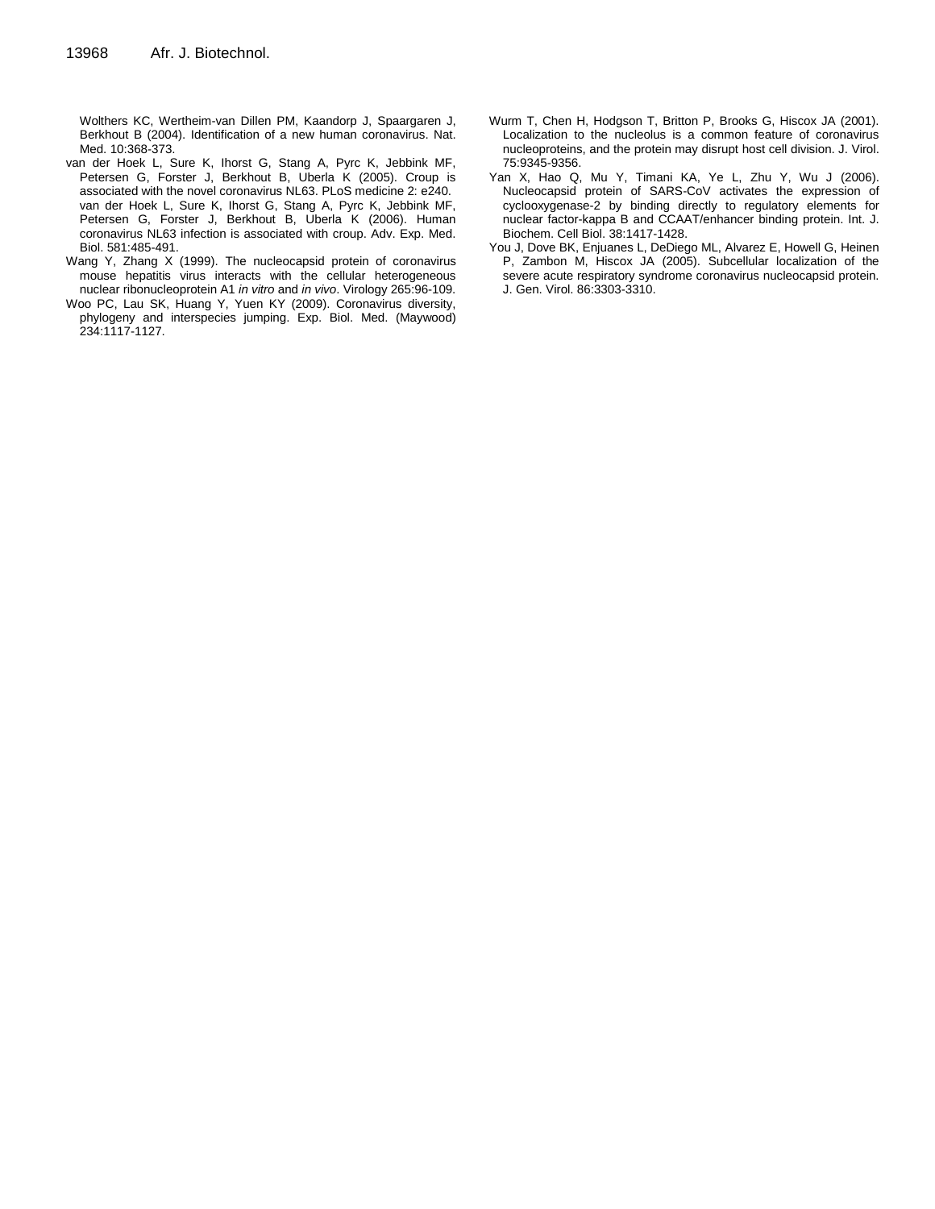Wolthers KC, Wertheim-van Dillen PM, Kaandorp J, Spaargaren J, Berkhout B (2004). Identification of a new human coronavirus. Nat. Med. 10:368-373.

van der Hoek L, Sure K, Ihorst G, Stang A, Pyrc K, Jebbink MF, Petersen G, Forster J, Berkhout B, Uberla K (2005). Croup is associated with the novel coronavirus NL63. PLoS medicine 2: e240. van der Hoek L, Sure K, Ihorst G, Stang A, Pyrc K, Jebbink MF, Petersen G, Forster J, Berkhout B, Uberla K (2006). Human coronavirus NL63 infection is associated with croup. Adv. Exp. Med. Biol. 581:485-491.

Wang Y, Zhang X (1999). The nucleocapsid protein of coronavirus mouse hepatitis virus interacts with the cellular heterogeneous nuclear ribonucleoprotein A1 *in vitro* and *in vivo*. Virology 265:96-109.

Woo PC, Lau SK, Huang Y, Yuen KY (2009). Coronavirus diversity, phylogeny and interspecies jumping. Exp. Biol. Med. (Maywood) 234:1117-1127.

Wurm T, Chen H, Hodgson T, Britton P, Brooks G, Hiscox JA (2001). Localization to the nucleolus is a common feature of coronavirus nucleoproteins, and the protein may disrupt host cell division. J. Virol. 75:9345-9356.

Yan X, Hao Q, Mu Y, Timani KA, Ye L, Zhu Y, Wu J (2006). Nucleocapsid protein of SARS-CoV activates the expression of cyclooxygenase-2 by binding directly to regulatory elements for nuclear factor-kappa B and CCAAT/enhancer binding protein. Int. J. Biochem. Cell Biol. 38:1417-1428.

You J, Dove BK, Enjuanes L, DeDiego ML, Alvarez E, Howell G, Heinen P, Zambon M, Hiscox JA (2005). Subcellular localization of the severe acute respiratory syndrome coronavirus nucleocapsid protein. J. Gen. Virol. 86:3303-3310.